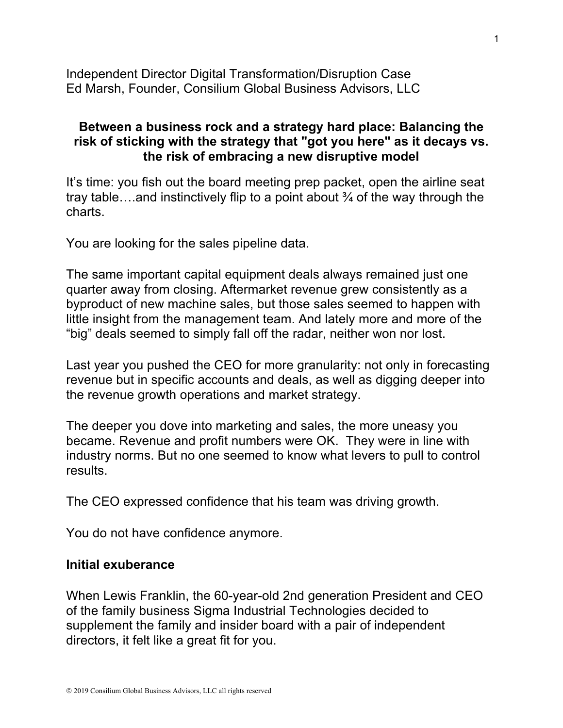Independent Director Digital Transformation/Disruption Case
Ed Marsh, Founder, Consilium Global Business Advisors, LLC

## Between a business rock and a strategy hard place: Balancing the risk of sticking with the strategy that "got you here" as it decays vs. the risk of embracing a new disruptive model

It's time: you fish out the board meeting prep packet, open the airline seat tray table….and instinctively flip to a point about ¾ of the way through the charts.

You are looking for the sales pipeline data.

The same important capital equipment deals always remained just one quarter away from closing. Aftermarket revenue grew consistently as a byproduct of new machine sales, but those sales seemed to happen with little insight from the management team. And lately more and more of the "big" deals seemed to simply fall off the radar, neither won nor lost.

Last year you pushed the CEO for more granularity: not only in forecasting revenue but in specific accounts and deals, as well as digging deeper into the revenue growth operations and market strategy.

The deeper you dove into marketing and sales, the more uneasy you became. Revenue and profit numbers were OK. They were in line with industry norms. But no one seemed to know what levers to pull to control results.

The CEO expressed confidence that his team was driving growth.

You do not have confidence anymore.

### Initial exuberance

When Lewis Franklin, the 60-year-old 2nd generation President and CEO of the family business Sigma Industrial Technologies decided to supplement the family and insider board with a pair of independent directors, it felt like a great fit for you.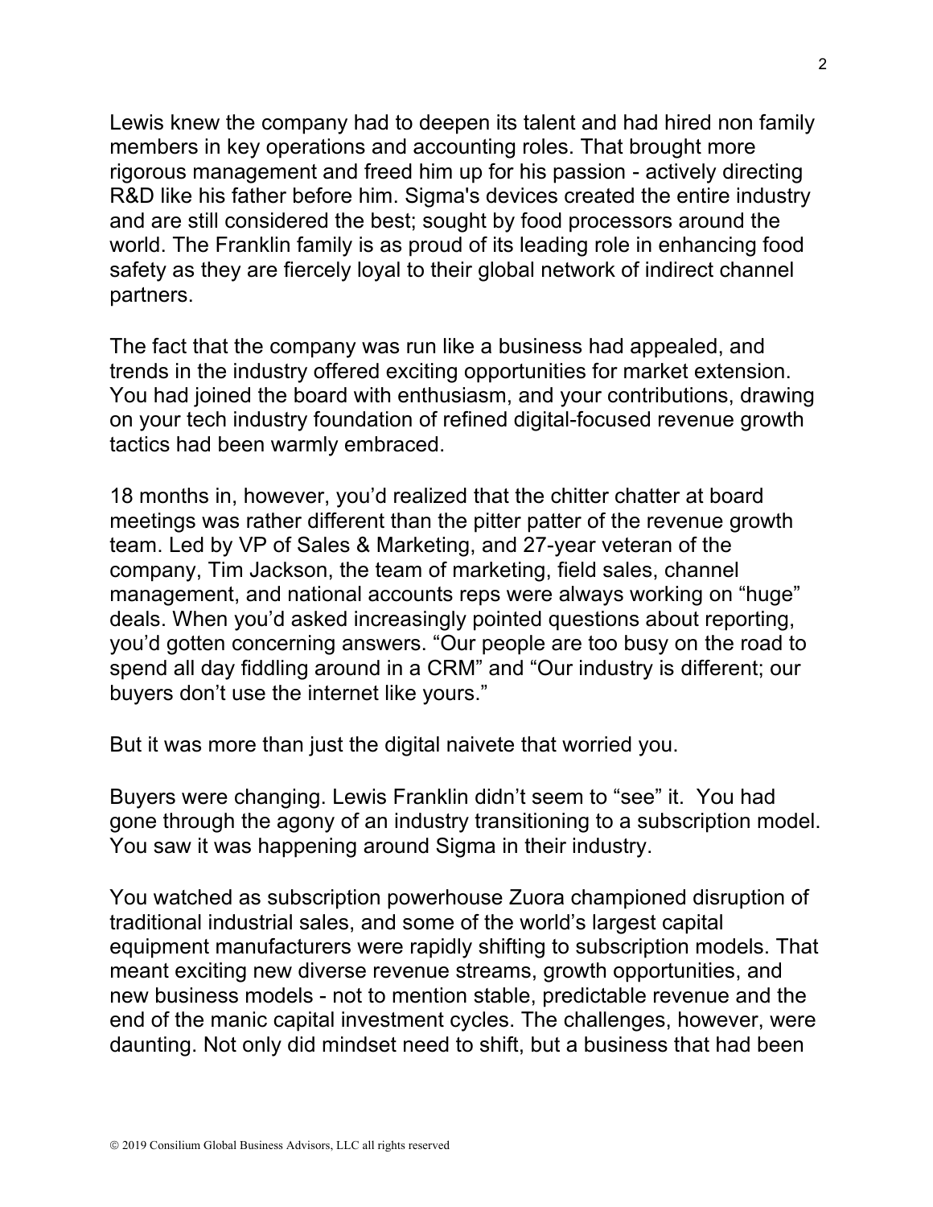Lewis knew the company had to deepen its talent and had hired non family members in key operations and accounting roles. That brought more rigorous management and freed him up for his passion - actively directing R&D like his father before him. Sigma's devices created the entire industry and are still considered the best; sought by food processors around the world. The Franklin family is as proud of its leading role in enhancing food safety as they are fiercely loyal to their global network of indirect channel partners.

The fact that the company was run like a business had appealed, and trends in the industry offered exciting opportunities for market extension. You had joined the board with enthusiasm, and your contributions, drawing on your tech industry foundation of refined digital-focused revenue growth tactics had been warmly embraced.

18 months in, however, you'd realized that the chitter chatter at board meetings was rather different than the pitter patter of the revenue growth team. Led by VP of Sales & Marketing, and 27-year veteran of the company, Tim Jackson, the team of marketing, field sales, channel management, and national accounts reps were always working on "huge" deals. When you'd asked increasingly pointed questions about reporting, you'd gotten concerning answers. "Our people are too busy on the road to spend all day fiddling around in a CRM" and "Our industry is different; our buyers don't use the internet like yours."

But it was more than just the digital naivete that worried you.

Buyers were changing. Lewis Franklin didn't seem to "see" it. You had gone through the agony of an industry transitioning to a subscription model. You saw it was happening around Sigma in their industry.

You watched as subscription powerhouse Zuora championed disruption of traditional industrial sales, and some of the world's largest capital equipment manufacturers were rapidly shifting to subscription models. That meant exciting new diverse revenue streams, growth opportunities, and new business models - not to mention stable, predictable revenue and the end of the manic capital investment cycles. The challenges, however, were daunting. Not only did mindset need to shift, but a business that had been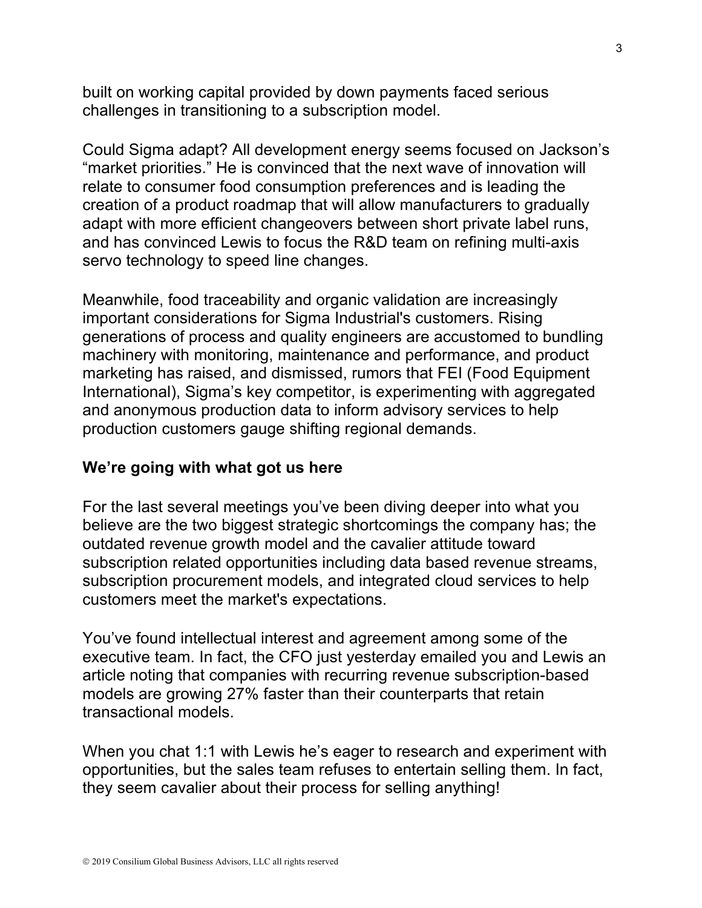built on working capital provided by down payments faced serious challenges in transitioning to a subscription model.

Could Sigma adapt? All development energy seems focused on Jackson's "market priorities." He is convinced that the next wave of innovation will relate to consumer food consumption preferences and is leading the creation of a product roadmap that will allow manufacturers to gradually adapt with more efficient changeovers between short private label runs, and has convinced Lewis to focus the R&D team on refining multi-axis servo technology to speed line changes.

Meanwhile, food traceability and organic validation are increasingly important considerations for Sigma Industrial's customers. Rising generations of process and quality engineers are accustomed to bundling machinery with monitoring, maintenance and performance, and product marketing has raised, and dismissed, rumors that FEI (Food Equipment International), Sigma's key competitor, is experimenting with aggregated and anonymous production data to inform advisory services to help production customers gauge shifting regional demands.

## We're going with what got us here

For the last several meetings you've been diving deeper into what you believe are the two biggest strategic shortcomings the company has; the outdated revenue growth model and the cavalier attitude toward subscription related opportunities including data based revenue streams, subscription procurement models, and integrated cloud services to help customers meet the market's expectations.

You've found intellectual interest and agreement among some of the executive team. In fact, the CFO just yesterday emailed you and Lewis an article noting that companies with recurring revenue subscription-based models are growing 27% faster than their counterparts that retain transactional models.

When you chat 1:1 with Lewis he's eager to research and experiment with opportunities, but the sales team refuses to entertain selling them. In fact, they seem cavalier about their process for selling anything!

© 2019 Consilium Global Business Advisors, LLC all rights reserved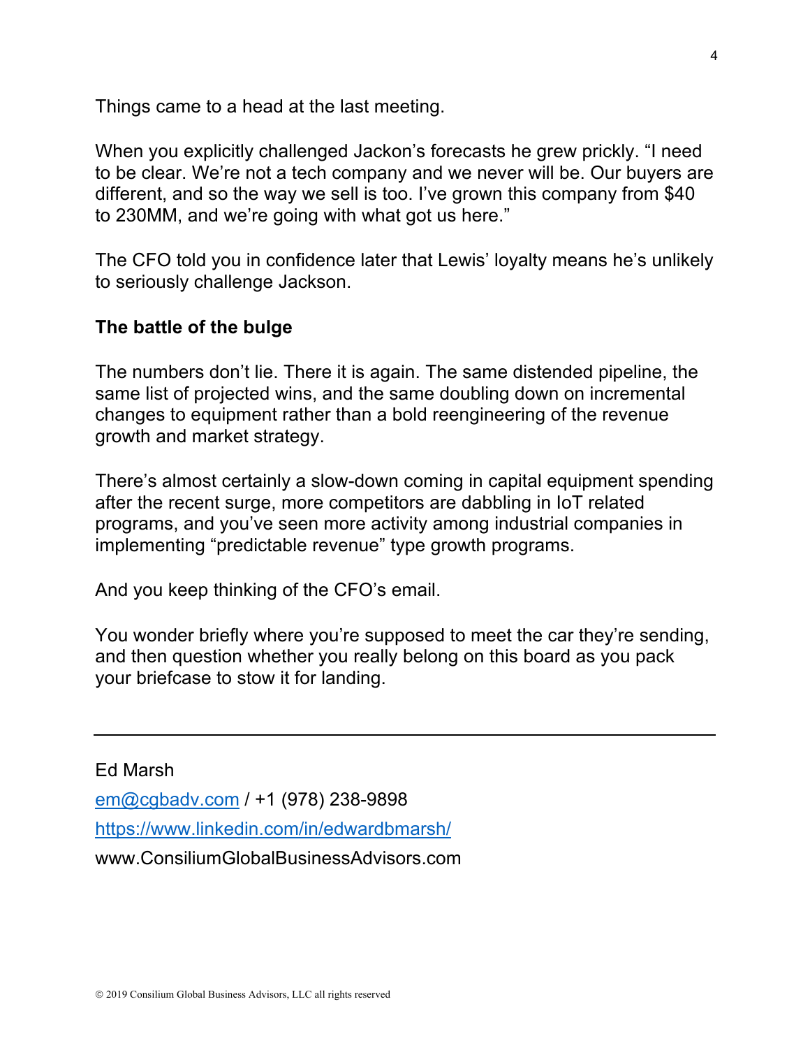Things came to a head at the last meeting.

When you explicitly challenged Jackon's forecasts he grew prickly. "I need to be clear. We're not a tech company and we never will be. Our buyers are different, and so the way we sell is too. I've grown this company from $40 to 230MM, and we're going with what got us here."

The CFO told you in confidence later that Lewis' loyalty means he's unlikely to seriously challenge Jackson.

**The battle of the bulge**

The numbers don't lie. There it is again. The same distended pipeline, the same list of projected wins, and the same doubling down on incremental changes to equipment rather than a bold reengineering of the revenue growth and market strategy.

There's almost certainly a slow-down coming in capital equipment spending after the recent surge, more competitors are dabbling in IoT related programs, and you've seen more activity among industrial companies in implementing "predictable revenue" type growth programs.

And you keep thinking of the CFO's email.

You wonder briefly where you're supposed to meet the car they're sending, and then question whether you really belong on this board as you pack your briefcase to stow it for landing.

---

Ed Marsh

[em@cgbadv.com](mailto:em@cgbadv.com) / +1 (978) 238-9898

[https://www.linkedin.com/in/edwardbmarsh/](https://www.linkedin.com/in/edwardbmarsh/)

www.ConsiliumGlobalBusinessAdvisors.com

© 2019 Consilium Global Business Advisors, LLC all rights reserved